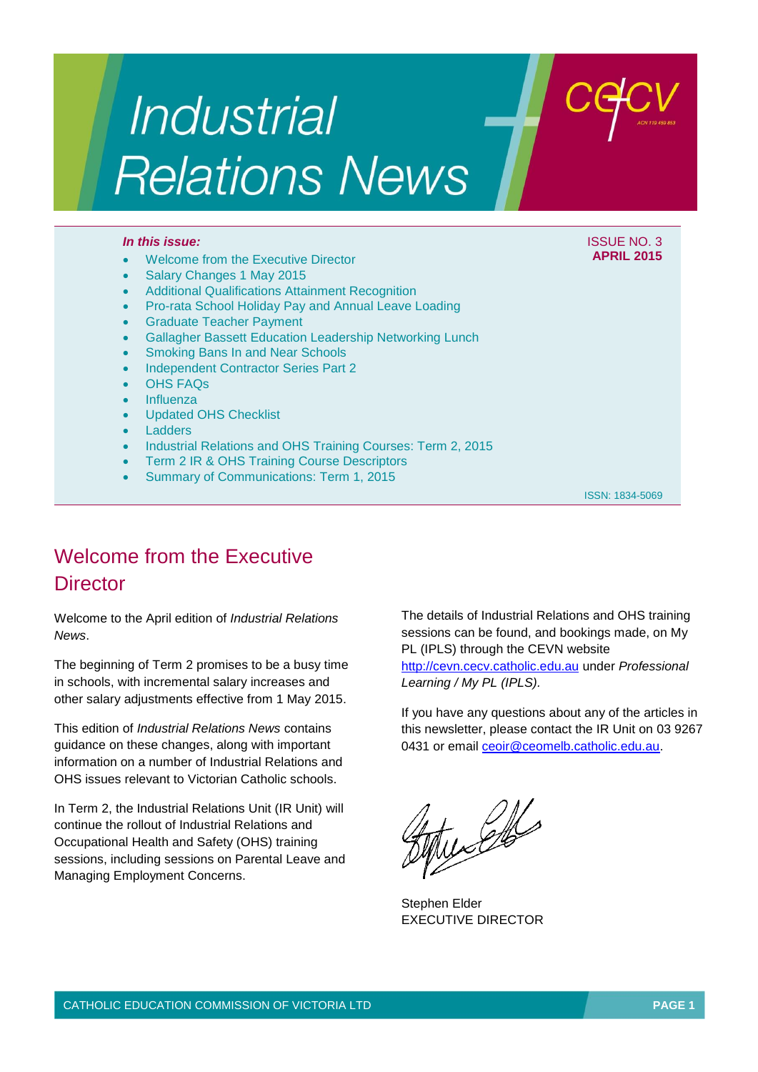# Industrial Relations News

***In this issue:***

- Welcome from the Executive Director
- Salary Changes 1 May 2015
- Additional Qualifications Attainment Recognition
- Pro-rata School Holiday Pay and Annual Leave Loading
- Graduate Teacher Payment
- Gallagher Bassett Education Leadership Networking Lunch
- Smoking Bans In and Near Schools
- Independent Contractor Series Part 2
- OHS FAQs
- Influenza
- Updated OHS Checklist
- Ladders
- Industrial Relations and OHS Training Courses: Term 2, 2015
- Term 2 IR & OHS Training Course Descriptors
- Summary of Communications: Term 1, 2015

ISSUE NO. 3
**APRIL 2015**

ISSN: 1834-5069

## Welcome from the Executive Director

Welcome to the April edition of *Industrial Relations News*.

The beginning of Term 2 promises to be a busy time in schools, with incremental salary increases and other salary adjustments effective from 1 May 2015.

This edition of *Industrial Relations News* contains guidance on these changes, along with important information on a number of Industrial Relations and OHS issues relevant to Victorian Catholic schools.

In Term 2, the Industrial Relations Unit (IR Unit) will continue the rollout of Industrial Relations and Occupational Health and Safety (OHS) training sessions, including sessions on Parental Leave and Managing Employment Concerns.

The details of Industrial Relations and OHS training sessions can be found, and bookings made, on My PL (IPLS) through the CEVN website http://cevn.cecv.catholic.edu.au under *Professional Learning / My PL (IPLS).*

If you have any questions about any of the articles in this newsletter, please contact the IR Unit on 03 9267 0431 or email ceoir@ceomelb.catholic.edu.au.

Stephen Elder
EXECUTIVE DIRECTOR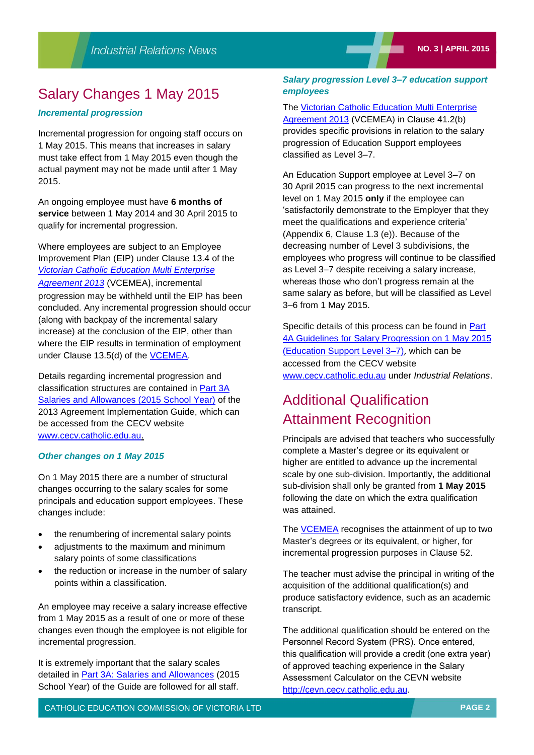# Salary Changes 1 May 2015

### *Incremental progression*

Incremental progression for ongoing staff occurs on 1 May 2015. This means that increases in salary must take effect from 1 May 2015 even though the actual payment may not be made until after 1 May 2015.

An ongoing employee must have **6 months of service** between 1 May 2014 and 30 April 2015 to qualify for incremental progression.

Where employees are subject to an Employee Improvement Plan (EIP) under Clause 13.4 of the *Victorian Catholic Education Multi Enterprise Agreement 2013* (VCEMEA), incremental progression may be withheld until the EIP has been concluded. Any incremental progression should occur (along with backpay of the incremental salary increase) at the conclusion of the EIP, other than where the EIP results in termination of employment under Clause 13.5(d) of the VCEMEA.

Details regarding incremental progression and classification structures are contained in Part 3A Salaries and Allowances (2015 School Year) of the 2013 Agreement Implementation Guide, which can be accessed from the CECV website www.cecv.catholic.edu.au.

### *Other changes on 1 May 2015*

On 1 May 2015 there are a number of structural changes occurring to the salary scales for some principals and education support employees. These changes include:

- the renumbering of incremental salary points
- adjustments to the maximum and minimum salary points of some classifications
- the reduction or increase in the number of salary points within a classification.

An employee may receive a salary increase effective from 1 May 2015 as a result of one or more of these changes even though the employee is not eligible for incremental progression.

It is extremely important that the salary scales detailed in Part 3A: Salaries and Allowances (2015 School Year) of the Guide are followed for all staff.

### *Salary progression Level 3–7 education support employees*

The Victorian Catholic Education Multi Enterprise Agreement 2013 (VCEMEA) in Clause 41.2(b) provides specific provisions in relation to the salary progression of Education Support employees classified as Level 3–7.

An Education Support employee at Level 3–7 on 30 April 2015 can progress to the next incremental level on 1 May 2015 **only** if the employee can 'satisfactorily demonstrate to the Employer that they meet the qualifications and experience criteria' (Appendix 6, Clause 1.3 (e)). Because of the decreasing number of Level 3 subdivisions, the employees who progress will continue to be classified as Level 3–7 despite receiving a salary increase, whereas those who don't progress remain at the same salary as before, but will be classified as Level 3–6 from 1 May 2015.

Specific details of this process can be found in Part 4A Guidelines for Salary Progression on 1 May 2015 (Education Support Level 3–7), which can be accessed from the CECV website www.cecv.catholic.edu.au under *Industrial Relations*.

# Additional Qualification Attainment Recognition

Principals are advised that teachers who successfully complete a Master's degree or its equivalent or higher are entitled to advance up the incremental scale by one sub-division. Importantly, the additional sub-division shall only be granted from **1 May 2015** following the date on which the extra qualification was attained.

The VCEMEA recognises the attainment of up to two Master's degrees or its equivalent, or higher, for incremental progression purposes in Clause 52.

The teacher must advise the principal in writing of the acquisition of the additional qualification(s) and produce satisfactory evidence, such as an academic transcript.

The additional qualification should be entered on the Personnel Record System (PRS). Once entered, this qualification will provide a credit (one extra year) of approved teaching experience in the Salary Assessment Calculator on the CEVN website http://cevn.cecv.catholic.edu.au.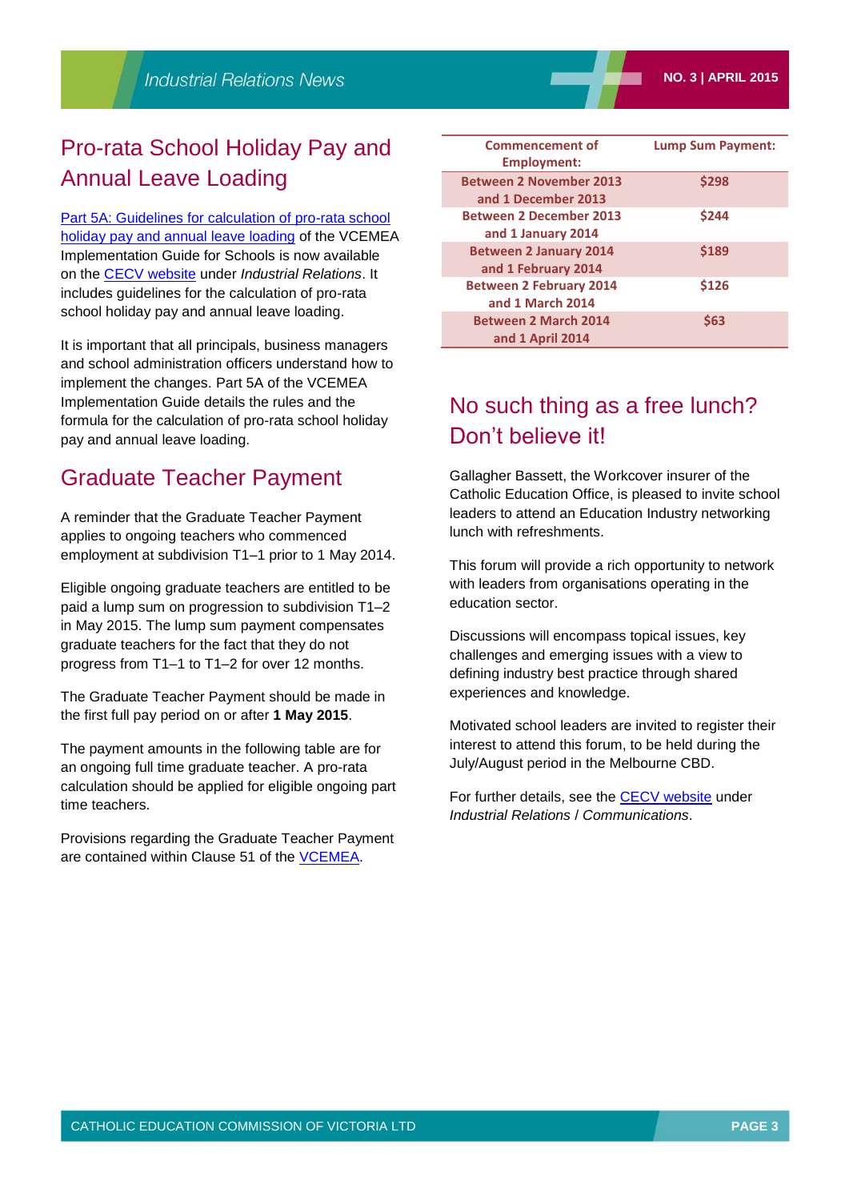# Pro-rata School Holiday Pay and Annual Leave Loading

[Part 5A: Guidelines for calculation of pro-rata school holiday pay and annual leave loading](#) of the VCEMEA Implementation Guide for Schools is now available on the [CECV website](#) under *Industrial Relations*. It includes guidelines for the calculation of pro-rata school holiday pay and annual leave loading.

It is important that all principals, business managers and school administration officers understand how to implement the changes. Part 5A of the VCEMEA Implementation Guide details the rules and the formula for the calculation of pro-rata school holiday pay and annual leave loading.

# Graduate Teacher Payment

A reminder that the Graduate Teacher Payment applies to ongoing teachers who commenced employment at subdivision T1–1 prior to 1 May 2014.

Eligible ongoing graduate teachers are entitled to be paid a lump sum on progression to subdivision T1–2 in May 2015. The lump sum payment compensates graduate teachers for the fact that they do not progress from T1–1 to T1–2 for over 12 months.

The Graduate Teacher Payment should be made in the first full pay period on or after **1 May 2015**.

The payment amounts in the following table are for an ongoing full time graduate teacher. A pro-rata calculation should be applied for eligible ongoing part time teachers.

Provisions regarding the Graduate Teacher Payment are contained within Clause 51 of the [VCEMEA](#).

| Commencement of Employment: | Lump Sum Payment: |
|---|---|
| Between 2 November 2013 and 1 December 2013 | $298 |
| Between 2 December 2013 and 1 January 2014 | $244 |
| Between 2 January 2014 and 1 February 2014 | $189 |
| Between 2 February 2014 and 1 March 2014 | $126 |
| Between 2 March 2014 and 1 April 2014 | $63 |

# No such thing as a free lunch? Don't believe it!

Gallagher Bassett, the Workcover insurer of the Catholic Education Office, is pleased to invite school leaders to attend an Education Industry networking lunch with refreshments.

This forum will provide a rich opportunity to network with leaders from organisations operating in the education sector.

Discussions will encompass topical issues, key challenges and emerging issues with a view to defining industry best practice through shared experiences and knowledge.

Motivated school leaders are invited to register their interest to attend this forum, to be held during the July/August period in the Melbourne CBD.

For further details, see the [CECV website](#) under *Industrial Relations* / *Communications*.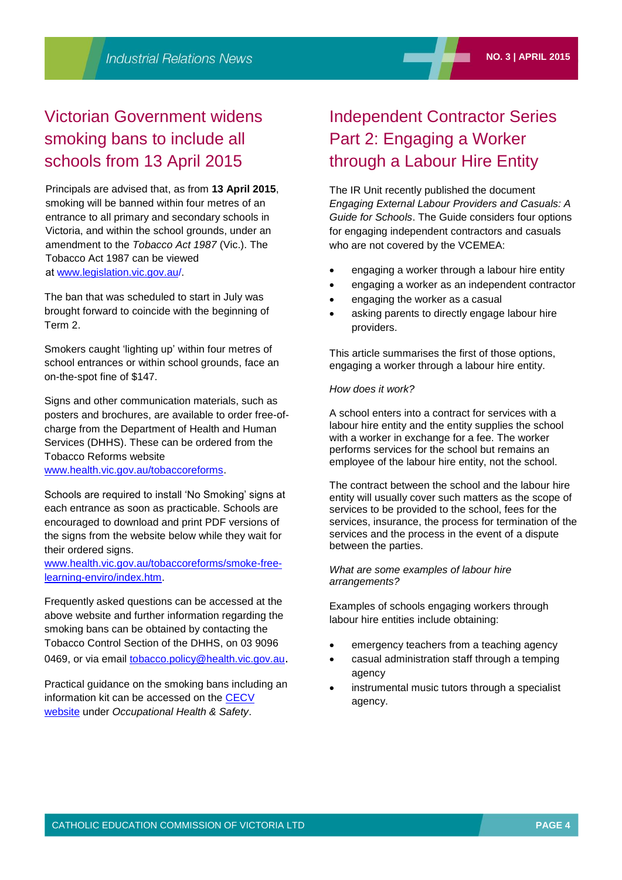## Victorian Government widens smoking bans to include all schools from 13 April 2015

Principals are advised that, as from **13 April 2015**, smoking will be banned within four metres of an entrance to all primary and secondary schools in Victoria, and within the school grounds, under an amendment to the *Tobacco Act 1987* (Vic.). The Tobacco Act 1987 can be viewed at www.legislation.vic.gov.au/.

The ban that was scheduled to start in July was brought forward to coincide with the beginning of Term 2.

Smokers caught 'lighting up' within four metres of school entrances or within school grounds, face an on-the-spot fine of $147.

Signs and other communication materials, such as posters and brochures, are available to order free-of-charge from the Department of Health and Human Services (DHHS). These can be ordered from the Tobacco Reforms website www.health.vic.gov.au/tobaccoreforms.

Schools are required to install 'No Smoking' signs at each entrance as soon as practicable. Schools are encouraged to download and print PDF versions of the signs from the website below while they wait for their ordered signs. www.health.vic.gov.au/tobaccoreforms/smoke-free-learning-enviro/index.htm.

Frequently asked questions can be accessed at the above website and further information regarding the smoking bans can be obtained by contacting the Tobacco Control Section of the DHHS, on 03 9096 0469, or via email tobacco.policy@health.vic.gov.au.

Practical guidance on the smoking bans including an information kit can be accessed on the CECV website under *Occupational Health & Safety*.

## Independent Contractor Series Part 2: Engaging a Worker through a Labour Hire Entity

The IR Unit recently published the document *Engaging External Labour Providers and Casuals: A Guide for Schools*. The Guide considers four options for engaging independent contractors and casuals who are not covered by the VCEMEA:

- engaging a worker through a labour hire entity
- engaging a worker as an independent contractor
- engaging the worker as a casual
- asking parents to directly engage labour hire providers.

This article summarises the first of those options, engaging a worker through a labour hire entity.

*How does it work?*

A school enters into a contract for services with a labour hire entity and the entity supplies the school with a worker in exchange for a fee. The worker performs services for the school but remains an employee of the labour hire entity, not the school.

The contract between the school and the labour hire entity will usually cover such matters as the scope of services to be provided to the school, fees for the services, insurance, the process for termination of the services and the process in the event of a dispute between the parties.

*What are some examples of labour hire arrangements?*

Examples of schools engaging workers through labour hire entities include obtaining:

- emergency teachers from a teaching agency
- casual administration staff through a temping agency
- instrumental music tutors through a specialist agency.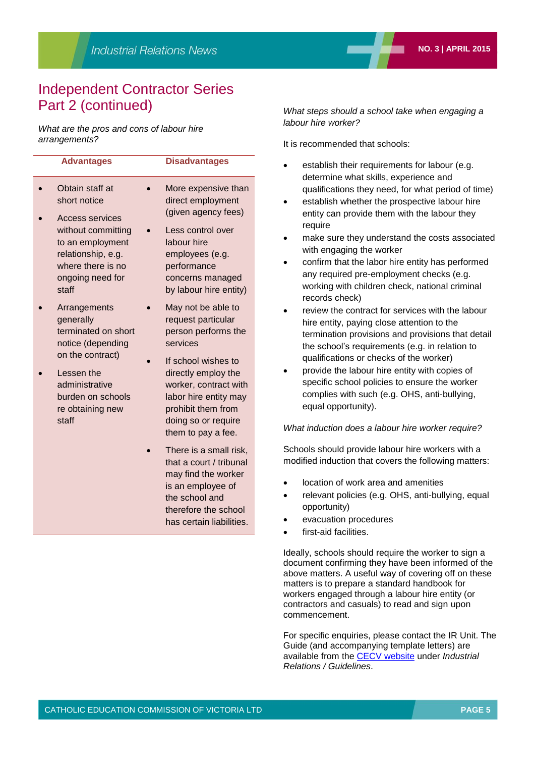## Independent Contractor Series Part 2 (continued)

*What are the pros and cons of labour hire arrangements?*

| Advantages | Disadvantages |
|---|---|
| • Obtain staff at short notice<br>• Access services without committing to an employment relationship, e.g. where there is no ongoing need for staff<br>• Arrangements generally terminated on short notice (depending on the contract)<br>• Lessen the administrative burden on schools re obtaining new staff | • More expensive than direct employment (given agency fees)<br>• Less control over labour hire employees (e.g. performance concerns managed by labour hire entity)<br>• May not be able to request particular person performs the services<br>• If school wishes to directly employ the worker, contract with labor hire entity may prohibit them from doing so or require them to pay a fee.<br>• There is a small risk, that a court / tribunal may find the worker is an employee of the school and therefore the school has certain liabilities. |

*What steps should a school take when engaging a labour hire worker?*

It is recommended that schools:

- establish their requirements for labour (e.g. determine what skills, experience and qualifications they need, for what period of time)
- establish whether the prospective labour hire entity can provide them with the labour they require
- make sure they understand the costs associated with engaging the worker
- confirm that the labor hire entity has performed any required pre-employment checks (e.g. working with children check, national criminal records check)
- review the contract for services with the labour hire entity, paying close attention to the termination provisions and provisions that detail the school's requirements (e.g. in relation to qualifications or checks of the worker)
- provide the labour hire entity with copies of specific school policies to ensure the worker complies with such (e.g. OHS, anti-bullying, equal opportunity).

*What induction does a labour hire worker require?*

Schools should provide labour hire workers with a modified induction that covers the following matters:

- location of work area and amenities
- relevant policies (e.g. OHS, anti-bullying, equal opportunity)
- evacuation procedures
- first-aid facilities.

Ideally, schools should require the worker to sign a document confirming they have been informed of the above matters. A useful way of covering off on these matters is to prepare a standard handbook for workers engaged through a labour hire entity (or contractors and casuals) to read and sign upon commencement.

For specific enquiries, please contact the IR Unit. The Guide (and accompanying template letters) are available from the CECV website under *Industrial Relations / Guidelines*.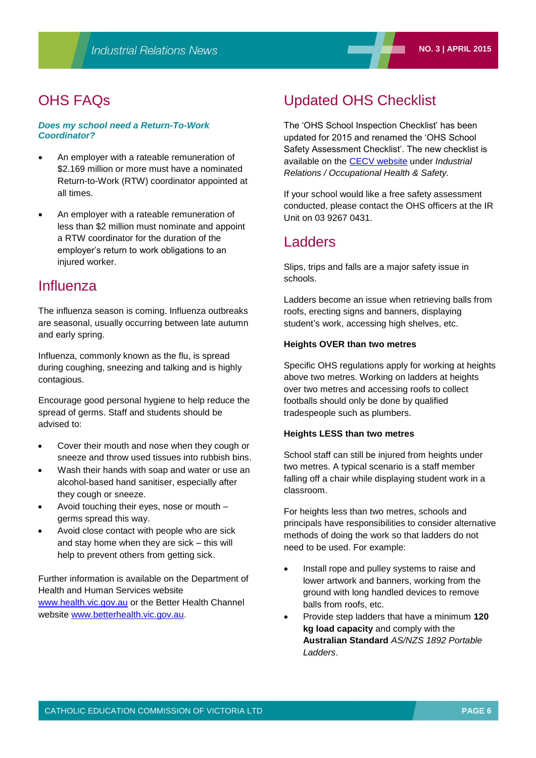## OHS FAQs

***Does my school need a Return-To-Work Coordinator?***

- An employer with a rateable remuneration of $2.169 million or more must have a nominated Return-to-Work (RTW) coordinator appointed at all times.
- An employer with a rateable remuneration of less than $2 million must nominate and appoint a RTW coordinator for the duration of the employer's return to work obligations to an injured worker.

## Influenza

The influenza season is coming. Influenza outbreaks are seasonal, usually occurring between late autumn and early spring.

Influenza, commonly known as the flu, is spread during coughing, sneezing and talking and is highly contagious.

Encourage good personal hygiene to help reduce the spread of germs. Staff and students should be advised to:

- Cover their mouth and nose when they cough or sneeze and throw used tissues into rubbish bins.
- Wash their hands with soap and water or use an alcohol-based hand sanitiser, especially after they cough or sneeze.
- Avoid touching their eyes, nose or mouth – germs spread this way.
- Avoid close contact with people who are sick and stay home when they are sick – this will help to prevent others from getting sick.

Further information is available on the Department of Health and Human Services website www.health.vic.gov.au or the Better Health Channel website www.betterhealth.vic.gov.au.

## Updated OHS Checklist

The 'OHS School Inspection Checklist' has been updated for 2015 and renamed the 'OHS School Safety Assessment Checklist'. The new checklist is available on the CECV website under *Industrial Relations / Occupational Health & Safety.*

If your school would like a free safety assessment conducted, please contact the OHS officers at the IR Unit on 03 9267 0431.

## Ladders

Slips, trips and falls are a major safety issue in schools.

Ladders become an issue when retrieving balls from roofs, erecting signs and banners, displaying student's work, accessing high shelves, etc.

**Heights OVER than two metres**

Specific OHS regulations apply for working at heights above two metres. Working on ladders at heights over two metres and accessing roofs to collect footballs should only be done by qualified tradespeople such as plumbers.

**Heights LESS than two metres**

School staff can still be injured from heights under two metres. A typical scenario is a staff member falling off a chair while displaying student work in a classroom.

For heights less than two metres, schools and principals have responsibilities to consider alternative methods of doing the work so that ladders do not need to be used. For example:

- Install rope and pulley systems to raise and lower artwork and banners, working from the ground with long handled devices to remove balls from roofs, etc.
- Provide step ladders that have a minimum **120 kg load capacity** and comply with the **Australian Standard** *AS/NZS 1892 Portable Ladders*.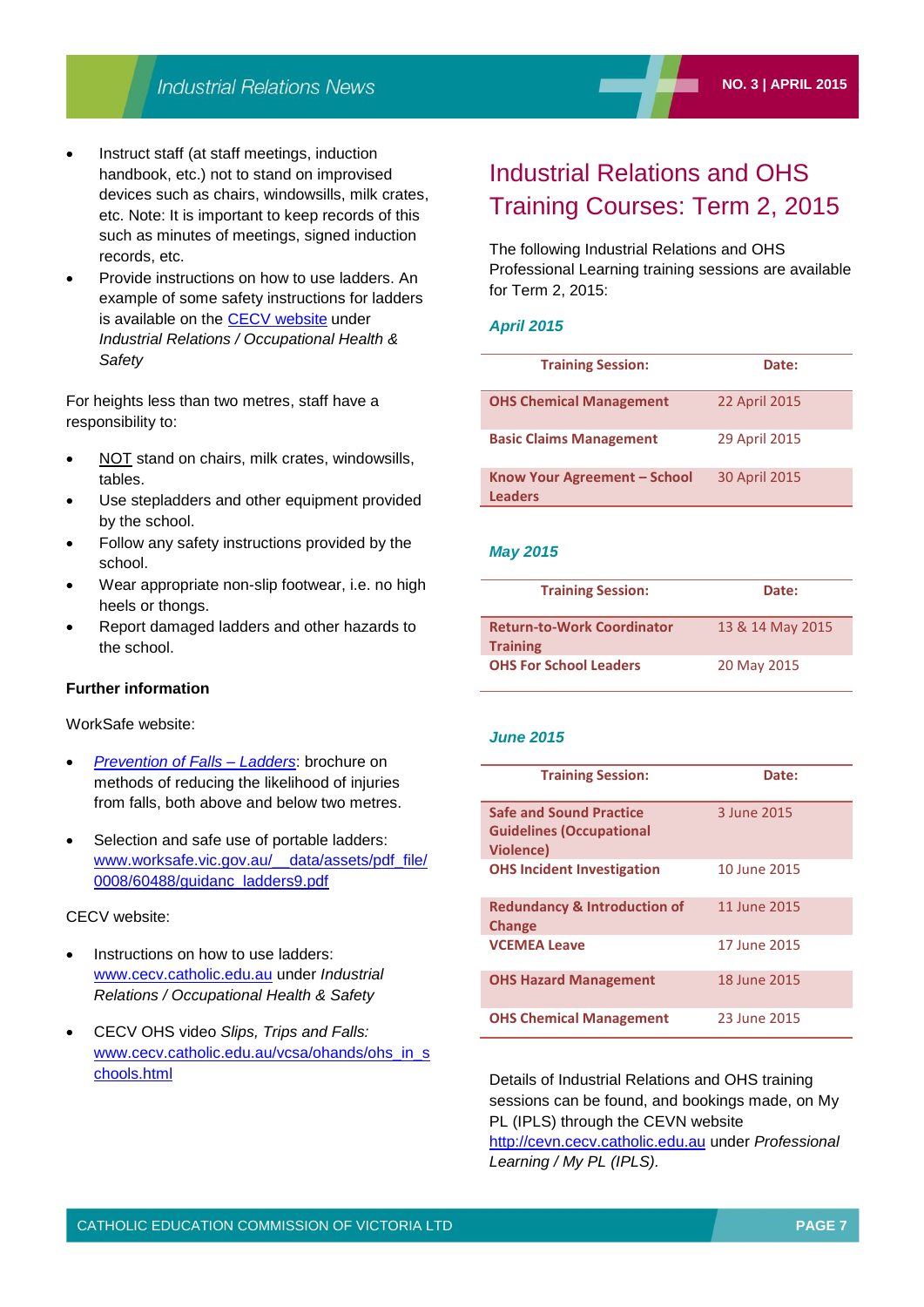- Instruct staff (at staff meetings, induction handbook, etc.) not to stand on improvised devices such as chairs, windowsills, milk crates, etc. Note: It is important to keep records of this such as minutes of meetings, signed induction records, etc.
- Provide instructions on how to use ladders. An example of some safety instructions for ladders is available on the [CECV website](http://www.cecv.catholic.edu.au) under *Industrial Relations / Occupational Health & Safety*

For heights less than two metres, staff have a responsibility to:

- NOT stand on chairs, milk crates, windowsills, tables.
- Use stepladders and other equipment provided by the school.
- Follow any safety instructions provided by the school.
- Wear appropriate non-slip footwear, i.e. no high heels or thongs.
- Report damaged ladders and other hazards to the school.

**Further information**

WorkSafe website:

- *Prevention of Falls – Ladders*: brochure on methods of reducing the likelihood of injuries from falls, both above and below two metres.
- Selection and safe use of portable ladders: www.worksafe.vic.gov.au/__data/assets/pdf_file/0008/60488/guidanc_ladders9.pdf

CECV website:

- Instructions on how to use ladders: www.cecv.catholic.edu.au under *Industrial Relations / Occupational Health & Safety*
- CECV OHS video *Slips, Trips and Falls:* www.cecv.catholic.edu.au/vcsa/ohands/ohs_in_schools.html

# Industrial Relations and OHS Training Courses: Term 2, 2015

The following Industrial Relations and OHS Professional Learning training sessions are available for Term 2, 2015:

### *April 2015*

| Training Session: | Date: |
|---|---|
| **OHS Chemical Management** | 22 April 2015 |
| **Basic Claims Management** | 29 April 2015 |
| **Know Your Agreement – School Leaders** | 30 April 2015 |

### *May 2015*

| Training Session: | Date: |
|---|---|
| **Return-to-Work Coordinator Training** | 13 & 14 May 2015 |
| **OHS For School Leaders** | 20 May 2015 |

### *June 2015*

| Training Session: | Date: |
|---|---|
| **Safe and Sound Practice Guidelines (Occupational Violence)** | 3 June 2015 |
| **OHS Incident Investigation** | 10 June 2015 |
| **Redundancy & Introduction of Change** | 11 June 2015 |
| **VCEMEA Leave** | 17 June 2015 |
| **OHS Hazard Management** | 18 June 2015 |
| **OHS Chemical Management** | 23 June 2015 |

Details of Industrial Relations and OHS training sessions can be found, and bookings made, on My PL (IPLS) through the CEVN website http://cevn.cecv.catholic.edu.au under *Professional Learning / My PL (IPLS).*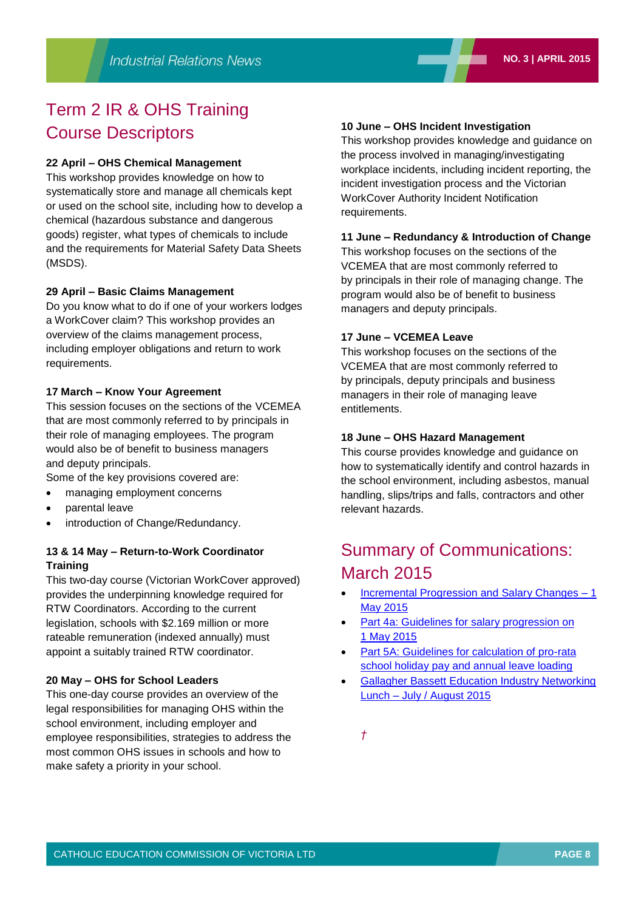## Term 2 IR & OHS Training Course Descriptors

**22 April – OHS Chemical Management**
This workshop provides knowledge on how to systematically store and manage all chemicals kept or used on the school site, including how to develop a chemical (hazardous substance and dangerous goods) register, what types of chemicals to include and the requirements for Material Safety Data Sheets (MSDS).

**29 April – Basic Claims Management**
Do you know what to do if one of your workers lodges a WorkCover claim? This workshop provides an overview of the claims management process, including employer obligations and return to work requirements.

**17 March – Know Your Agreement**
This session focuses on the sections of the VCEMEA that are most commonly referred to by principals in their role of managing employees. The program would also be of benefit to business managers and deputy principals.
Some of the key provisions covered are:

- managing employment concerns
- parental leave
- introduction of Change/Redundancy.

**13 & 14 May – Return-to-Work Coordinator Training**
This two-day course (Victorian WorkCover approved) provides the underpinning knowledge required for RTW Coordinators. According to the current legislation, schools with $2.169 million or more rateable remuneration (indexed annually) must appoint a suitably trained RTW coordinator.

**20 May – OHS for School Leaders**
This one-day course provides an overview of the legal responsibilities for managing OHS within the school environment, including employer and employee responsibilities, strategies to address the most common OHS issues in schools and how to make safety a priority in your school.

**10 June – OHS Incident Investigation**
This workshop provides knowledge and guidance on the process involved in managing/investigating workplace incidents, including incident reporting, the incident investigation process and the Victorian WorkCover Authority Incident Notification requirements.

**11 June – Redundancy & Introduction of Change**
This workshop focuses on the sections of the VCEMEA that are most commonly referred to by principals in their role of managing change. The program would also be of benefit to business managers and deputy principals.

**17 June – VCEMEA Leave**
This workshop focuses on the sections of the VCEMEA that are most commonly referred to by principals, deputy principals and business managers in their role of managing leave entitlements.

**18 June – OHS Hazard Management**
This course provides knowledge and guidance on how to systematically identify and control hazards in the school environment, including asbestos, manual handling, slips/trips and falls, contractors and other relevant hazards.

## Summary of Communications: March 2015

- Incremental Progression and Salary Changes – 1 May 2015
- Part 4a: Guidelines for salary progression on 1 May 2015
- Part 5A: Guidelines for calculation of pro-rata school holiday pay and annual leave loading
- Gallagher Bassett Education Industry Networking Lunch – July / August 2015

†